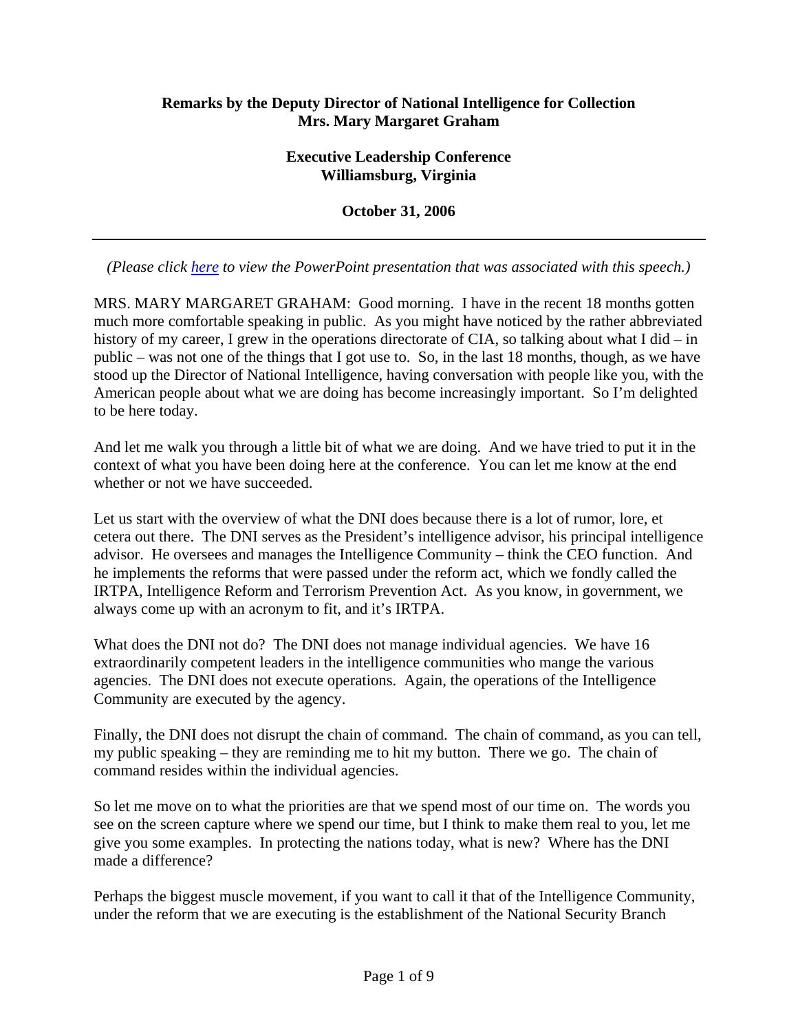**Remarks by the Deputy Director of National Intelligence for Collection**
**Mrs. Mary Margaret Graham**

**Executive Leadership Conference**
**Williamsburg, Virginia**

**October 31, 2006**

---

*(Please click here to view the PowerPoint presentation that was associated with this speech.)*

MRS. MARY MARGARET GRAHAM: Good morning. I have in the recent 18 months gotten much more comfortable speaking in public. As you might have noticed by the rather abbreviated history of my career, I grew in the operations directorate of CIA, so talking about what I did – in public – was not one of the things that I got use to. So, in the last 18 months, though, as we have stood up the Director of National Intelligence, having conversation with people like you, with the American people about what we are doing has become increasingly important. So I'm delighted to be here today.

And let me walk you through a little bit of what we are doing. And we have tried to put it in the context of what you have been doing here at the conference. You can let me know at the end whether or not we have succeeded.

Let us start with the overview of what the DNI does because there is a lot of rumor, lore, et cetera out there. The DNI serves as the President's intelligence advisor, his principal intelligence advisor. He oversees and manages the Intelligence Community – think the CEO function. And he implements the reforms that were passed under the reform act, which we fondly called the IRTPA, Intelligence Reform and Terrorism Prevention Act. As you know, in government, we always come up with an acronym to fit, and it's IRTPA.

What does the DNI not do? The DNI does not manage individual agencies. We have 16 extraordinarily competent leaders in the intelligence communities who mange the various agencies. The DNI does not execute operations. Again, the operations of the Intelligence Community are executed by the agency.

Finally, the DNI does not disrupt the chain of command. The chain of command, as you can tell, my public speaking – they are reminding me to hit my button. There we go. The chain of command resides within the individual agencies.

So let me move on to what the priorities are that we spend most of our time on. The words you see on the screen capture where we spend our time, but I think to make them real to you, let me give you some examples. In protecting the nations today, what is new? Where has the DNI made a difference?

Perhaps the biggest muscle movement, if you want to call it that of the Intelligence Community, under the reform that we are executing is the establishment of the National Security Branch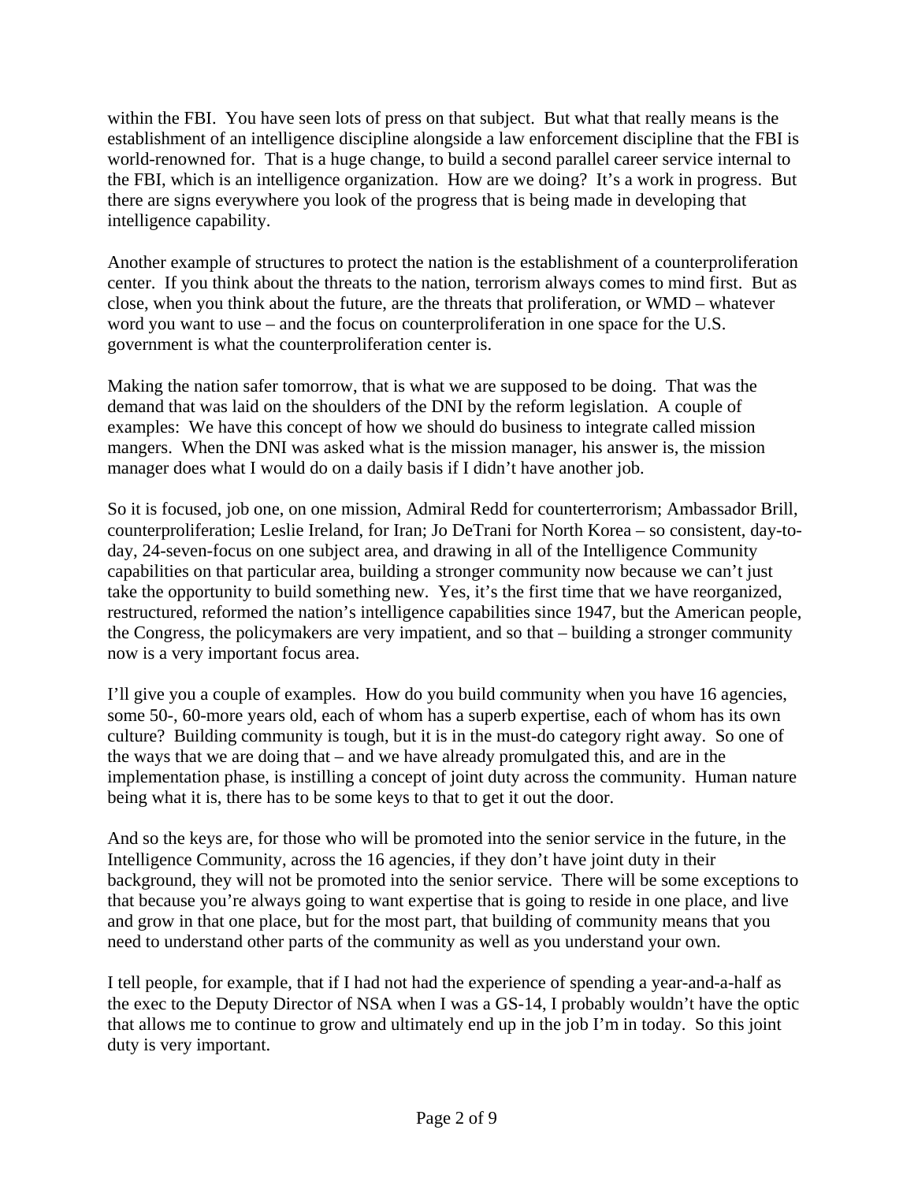within the FBI. You have seen lots of press on that subject. But what that really means is the establishment of an intelligence discipline alongside a law enforcement discipline that the FBI is world-renowned for. That is a huge change, to build a second parallel career service internal to the FBI, which is an intelligence organization. How are we doing? It's a work in progress. But there are signs everywhere you look of the progress that is being made in developing that intelligence capability.

Another example of structures to protect the nation is the establishment of a counterproliferation center. If you think about the threats to the nation, terrorism always comes to mind first. But as close, when you think about the future, are the threats that proliferation, or WMD – whatever word you want to use – and the focus on counterproliferation in one space for the U.S. government is what the counterproliferation center is.

Making the nation safer tomorrow, that is what we are supposed to be doing. That was the demand that was laid on the shoulders of the DNI by the reform legislation. A couple of examples: We have this concept of how we should do business to integrate called mission mangers. When the DNI was asked what is the mission manager, his answer is, the mission manager does what I would do on a daily basis if I didn't have another job.

So it is focused, job one, on one mission, Admiral Redd for counterterrorism; Ambassador Brill, counterproliferation; Leslie Ireland, for Iran; Jo DeTrani for North Korea – so consistent, day-to-day, 24-seven-focus on one subject area, and drawing in all of the Intelligence Community capabilities on that particular area, building a stronger community now because we can't just take the opportunity to build something new. Yes, it's the first time that we have reorganized, restructured, reformed the nation's intelligence capabilities since 1947, but the American people, the Congress, the policymakers are very impatient, and so that – building a stronger community now is a very important focus area.

I'll give you a couple of examples. How do you build community when you have 16 agencies, some 50-, 60-more years old, each of whom has a superb expertise, each of whom has its own culture? Building community is tough, but it is in the must-do category right away. So one of the ways that we are doing that – and we have already promulgated this, and are in the implementation phase, is instilling a concept of joint duty across the community. Human nature being what it is, there has to be some keys to that to get it out the door.

And so the keys are, for those who will be promoted into the senior service in the future, in the Intelligence Community, across the 16 agencies, if they don't have joint duty in their background, they will not be promoted into the senior service. There will be some exceptions to that because you're always going to want expertise that is going to reside in one place, and live and grow in that one place, but for the most part, that building of community means that you need to understand other parts of the community as well as you understand your own.

I tell people, for example, that if I had not had the experience of spending a year-and-a-half as the exec to the Deputy Director of NSA when I was a GS-14, I probably wouldn't have the optic that allows me to continue to grow and ultimately end up in the job I'm in today. So this joint duty is very important.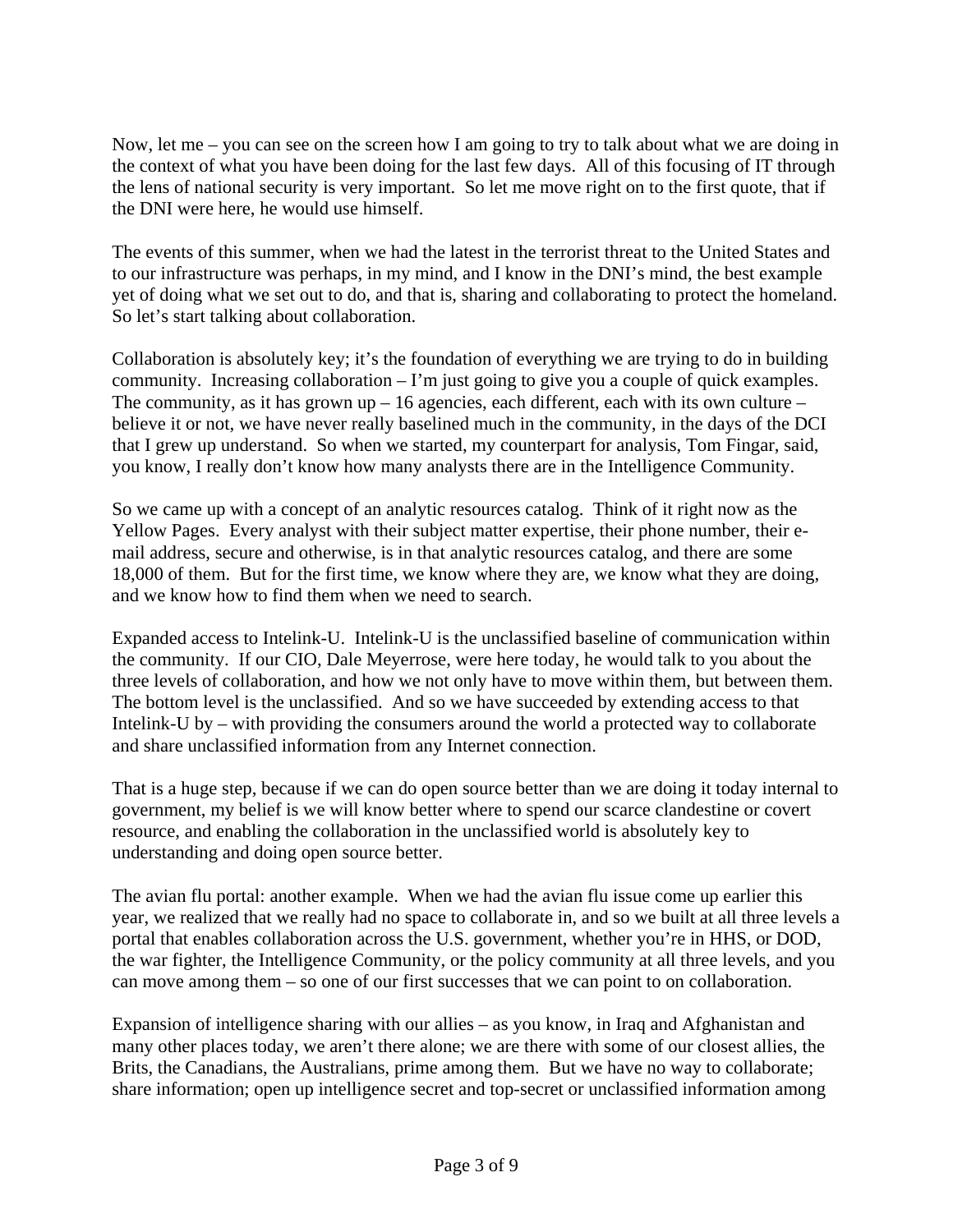Now, let me – you can see on the screen how I am going to try to talk about what we are doing in the context of what you have been doing for the last few days. All of this focusing of IT through the lens of national security is very important. So let me move right on to the first quote, that if the DNI were here, he would use himself.

The events of this summer, when we had the latest in the terrorist threat to the United States and to our infrastructure was perhaps, in my mind, and I know in the DNI's mind, the best example yet of doing what we set out to do, and that is, sharing and collaborating to protect the homeland. So let's start talking about collaboration.

Collaboration is absolutely key; it's the foundation of everything we are trying to do in building community. Increasing collaboration – I'm just going to give you a couple of quick examples. The community, as it has grown up – 16 agencies, each different, each with its own culture – believe it or not, we have never really baselined much in the community, in the days of the DCI that I grew up understand. So when we started, my counterpart for analysis, Tom Fingar, said, you know, I really don't know how many analysts there are in the Intelligence Community.

So we came up with a concept of an analytic resources catalog. Think of it right now as the Yellow Pages. Every analyst with their subject matter expertise, their phone number, their e-mail address, secure and otherwise, is in that analytic resources catalog, and there are some 18,000 of them. But for the first time, we know where they are, we know what they are doing, and we know how to find them when we need to search.

Expanded access to Intelink-U. Intelink-U is the unclassified baseline of communication within the community. If our CIO, Dale Meyerrose, were here today, he would talk to you about the three levels of collaboration, and how we not only have to move within them, but between them. The bottom level is the unclassified. And so we have succeeded by extending access to that Intelink-U by – with providing the consumers around the world a protected way to collaborate and share unclassified information from any Internet connection.

That is a huge step, because if we can do open source better than we are doing it today internal to government, my belief is we will know better where to spend our scarce clandestine or covert resource, and enabling the collaboration in the unclassified world is absolutely key to understanding and doing open source better.

The avian flu portal: another example. When we had the avian flu issue come up earlier this year, we realized that we really had no space to collaborate in, and so we built at all three levels a portal that enables collaboration across the U.S. government, whether you're in HHS, or DOD, the war fighter, the Intelligence Community, or the policy community at all three levels, and you can move among them – so one of our first successes that we can point to on collaboration.

Expansion of intelligence sharing with our allies – as you know, in Iraq and Afghanistan and many other places today, we aren't there alone; we are there with some of our closest allies, the Brits, the Canadians, the Australians, prime among them. But we have no way to collaborate; share information; open up intelligence secret and top-secret or unclassified information among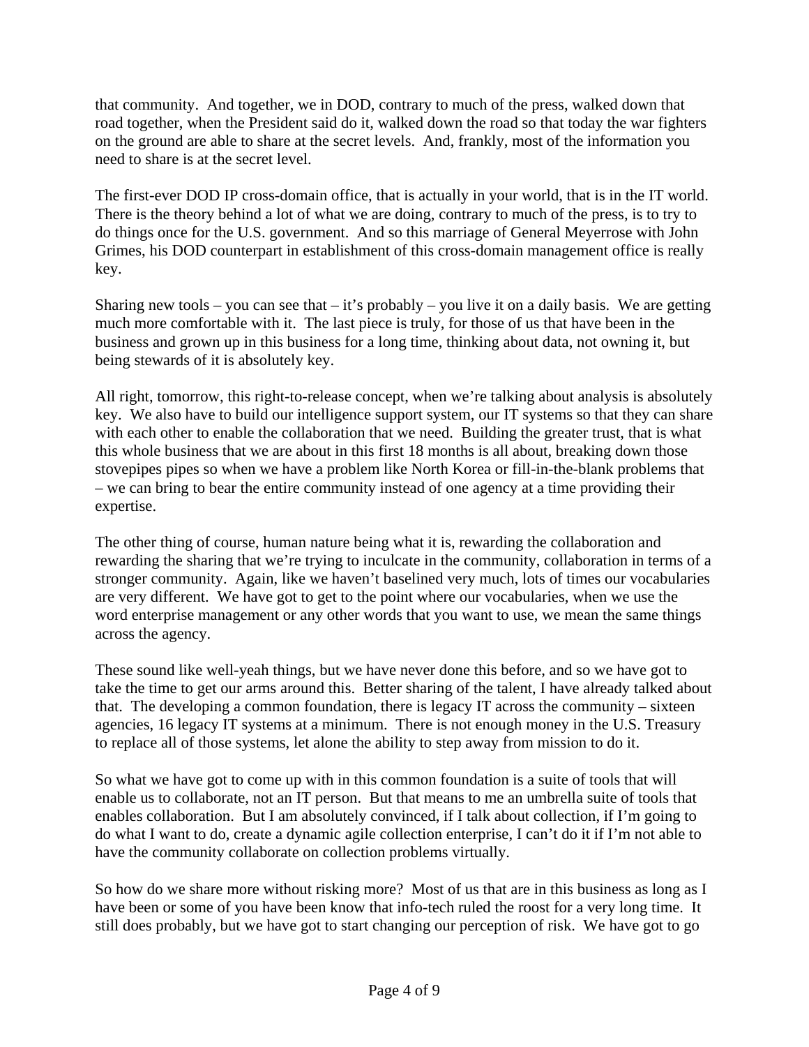that community. And together, we in DOD, contrary to much of the press, walked down that road together, when the President said do it, walked down the road so that today the war fighters on the ground are able to share at the secret levels. And, frankly, most of the information you need to share is at the secret level.

The first-ever DOD IP cross-domain office, that is actually in your world, that is in the IT world. There is the theory behind a lot of what we are doing, contrary to much of the press, is to try to do things once for the U.S. government. And so this marriage of General Meyerrose with John Grimes, his DOD counterpart in establishment of this cross-domain management office is really key.

Sharing new tools – you can see that – it's probably – you live it on a daily basis. We are getting much more comfortable with it. The last piece is truly, for those of us that have been in the business and grown up in this business for a long time, thinking about data, not owning it, but being stewards of it is absolutely key.

All right, tomorrow, this right-to-release concept, when we're talking about analysis is absolutely key. We also have to build our intelligence support system, our IT systems so that they can share with each other to enable the collaboration that we need. Building the greater trust, that is what this whole business that we are about in this first 18 months is all about, breaking down those stovepipes pipes so when we have a problem like North Korea or fill-in-the-blank problems that – we can bring to bear the entire community instead of one agency at a time providing their expertise.

The other thing of course, human nature being what it is, rewarding the collaboration and rewarding the sharing that we're trying to inculcate in the community, collaboration in terms of a stronger community. Again, like we haven't baselined very much, lots of times our vocabularies are very different. We have got to get to the point where our vocabularies, when we use the word enterprise management or any other words that you want to use, we mean the same things across the agency.

These sound like well-yeah things, but we have never done this before, and so we have got to take the time to get our arms around this. Better sharing of the talent, I have already talked about that. The developing a common foundation, there is legacy IT across the community – sixteen agencies, 16 legacy IT systems at a minimum. There is not enough money in the U.S. Treasury to replace all of those systems, let alone the ability to step away from mission to do it.

So what we have got to come up with in this common foundation is a suite of tools that will enable us to collaborate, not an IT person. But that means to me an umbrella suite of tools that enables collaboration. But I am absolutely convinced, if I talk about collection, if I'm going to do what I want to do, create a dynamic agile collection enterprise, I can't do it if I'm not able to have the community collaborate on collection problems virtually.

So how do we share more without risking more? Most of us that are in this business as long as I have been or some of you have been know that info-tech ruled the roost for a very long time. It still does probably, but we have got to start changing our perception of risk. We have got to go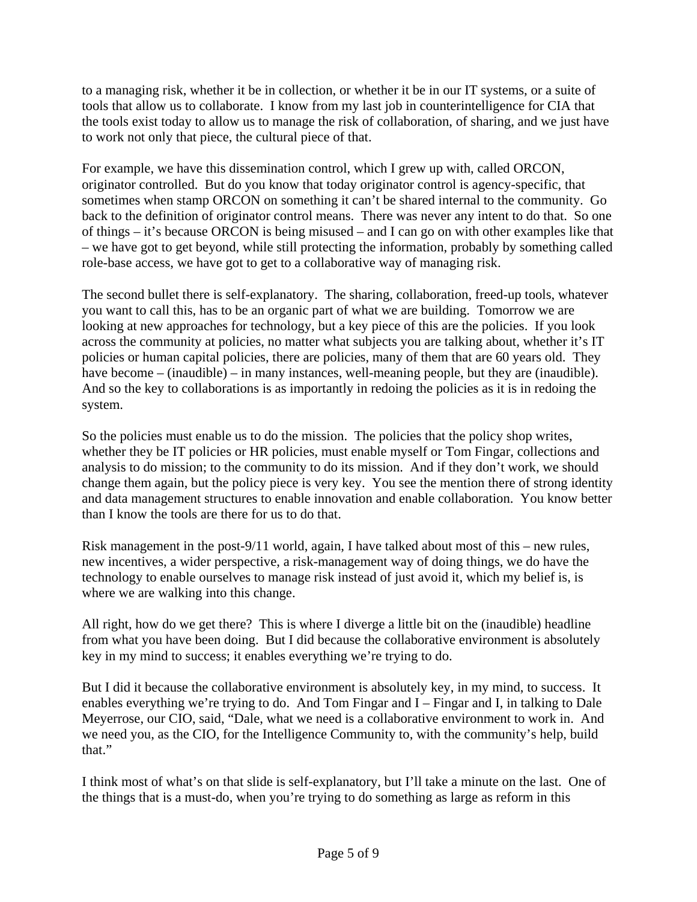to a managing risk, whether it be in collection, or whether it be in our IT systems, or a suite of tools that allow us to collaborate. I know from my last job in counterintelligence for CIA that the tools exist today to allow us to manage the risk of collaboration, of sharing, and we just have to work not only that piece, the cultural piece of that.

For example, we have this dissemination control, which I grew up with, called ORCON, originator controlled. But do you know that today originator control is agency-specific, that sometimes when stamp ORCON on something it can't be shared internal to the community. Go back to the definition of originator control means. There was never any intent to do that. So one of things – it's because ORCON is being misused – and I can go on with other examples like that – we have got to get beyond, while still protecting the information, probably by something called role-base access, we have got to get to a collaborative way of managing risk.

The second bullet there is self-explanatory. The sharing, collaboration, freed-up tools, whatever you want to call this, has to be an organic part of what we are building. Tomorrow we are looking at new approaches for technology, but a key piece of this are the policies. If you look across the community at policies, no matter what subjects you are talking about, whether it's IT policies or human capital policies, there are policies, many of them that are 60 years old. They have become – (inaudible) – in many instances, well-meaning people, but they are (inaudible). And so the key to collaborations is as importantly in redoing the policies as it is in redoing the system.

So the policies must enable us to do the mission. The policies that the policy shop writes, whether they be IT policies or HR policies, must enable myself or Tom Fingar, collections and analysis to do mission; to the community to do its mission. And if they don't work, we should change them again, but the policy piece is very key. You see the mention there of strong identity and data management structures to enable innovation and enable collaboration. You know better than I know the tools are there for us to do that.

Risk management in the post-9/11 world, again, I have talked about most of this – new rules, new incentives, a wider perspective, a risk-management way of doing things, we do have the technology to enable ourselves to manage risk instead of just avoid it, which my belief is, is where we are walking into this change.

All right, how do we get there? This is where I diverge a little bit on the (inaudible) headline from what you have been doing. But I did because the collaborative environment is absolutely key in my mind to success; it enables everything we're trying to do.

But I did it because the collaborative environment is absolutely key, in my mind, to success. It enables everything we're trying to do. And Tom Fingar and I – Fingar and I, in talking to Dale Meyerrose, our CIO, said, "Dale, what we need is a collaborative environment to work in. And we need you, as the CIO, for the Intelligence Community to, with the community's help, build that."

I think most of what's on that slide is self-explanatory, but I'll take a minute on the last. One of the things that is a must-do, when you're trying to do something as large as reform in this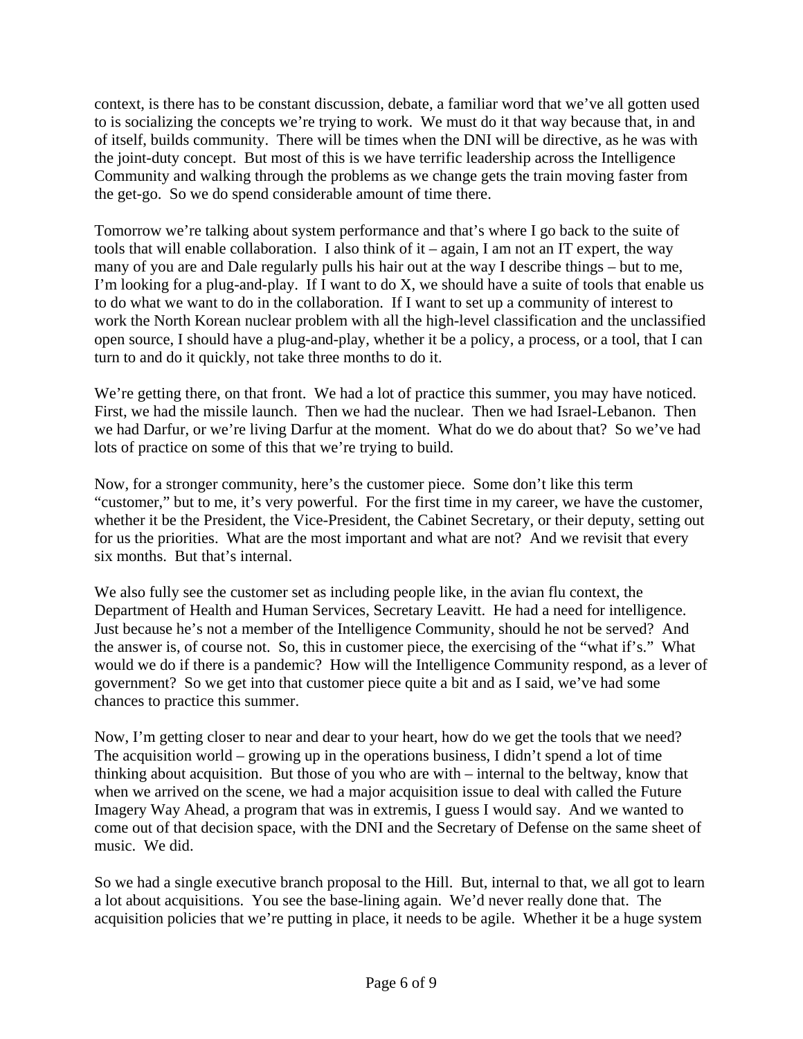context, is there has to be constant discussion, debate, a familiar word that we've all gotten used to is socializing the concepts we're trying to work. We must do it that way because that, in and of itself, builds community. There will be times when the DNI will be directive, as he was with the joint-duty concept. But most of this is we have terrific leadership across the Intelligence Community and walking through the problems as we change gets the train moving faster from the get-go. So we do spend considerable amount of time there.

Tomorrow we're talking about system performance and that's where I go back to the suite of tools that will enable collaboration. I also think of it – again, I am not an IT expert, the way many of you are and Dale regularly pulls his hair out at the way I describe things – but to me, I'm looking for a plug-and-play. If I want to do X, we should have a suite of tools that enable us to do what we want to do in the collaboration. If I want to set up a community of interest to work the North Korean nuclear problem with all the high-level classification and the unclassified open source, I should have a plug-and-play, whether it be a policy, a process, or a tool, that I can turn to and do it quickly, not take three months to do it.

We're getting there, on that front. We had a lot of practice this summer, you may have noticed. First, we had the missile launch. Then we had the nuclear. Then we had Israel-Lebanon. Then we had Darfur, or we're living Darfur at the moment. What do we do about that? So we've had lots of practice on some of this that we're trying to build.

Now, for a stronger community, here's the customer piece. Some don't like this term "customer," but to me, it's very powerful. For the first time in my career, we have the customer, whether it be the President, the Vice-President, the Cabinet Secretary, or their deputy, setting out for us the priorities. What are the most important and what are not? And we revisit that every six months. But that's internal.

We also fully see the customer set as including people like, in the avian flu context, the Department of Health and Human Services, Secretary Leavitt. He had a need for intelligence. Just because he's not a member of the Intelligence Community, should he not be served? And the answer is, of course not. So, this in customer piece, the exercising of the "what if's." What would we do if there is a pandemic? How will the Intelligence Community respond, as a lever of government? So we get into that customer piece quite a bit and as I said, we've had some chances to practice this summer.

Now, I'm getting closer to near and dear to your heart, how do we get the tools that we need? The acquisition world – growing up in the operations business, I didn't spend a lot of time thinking about acquisition. But those of you who are with – internal to the beltway, know that when we arrived on the scene, we had a major acquisition issue to deal with called the Future Imagery Way Ahead, a program that was in extremis, I guess I would say. And we wanted to come out of that decision space, with the DNI and the Secretary of Defense on the same sheet of music. We did.

So we had a single executive branch proposal to the Hill. But, internal to that, we all got to learn a lot about acquisitions. You see the base-lining again. We'd never really done that. The acquisition policies that we're putting in place, it needs to be agile. Whether it be a huge system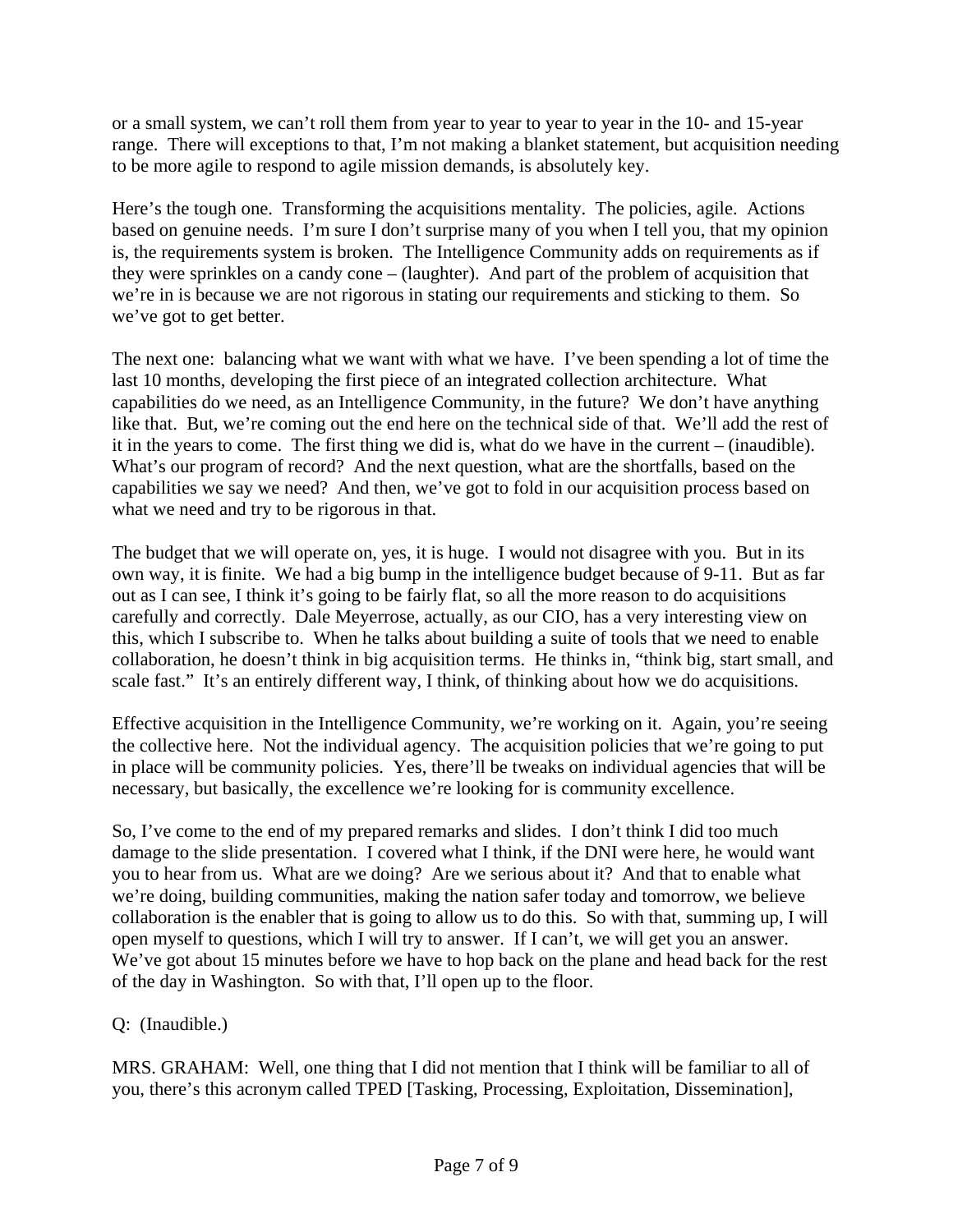or a small system, we can't roll them from year to year to year to year in the 10- and 15-year range. There will exceptions to that, I'm not making a blanket statement, but acquisition needing to be more agile to respond to agile mission demands, is absolutely key.

Here's the tough one. Transforming the acquisitions mentality. The policies, agile. Actions based on genuine needs. I'm sure I don't surprise many of you when I tell you, that my opinion is, the requirements system is broken. The Intelligence Community adds on requirements as if they were sprinkles on a candy cone – (laughter). And part of the problem of acquisition that we're in is because we are not rigorous in stating our requirements and sticking to them. So we've got to get better.

The next one: balancing what we want with what we have. I've been spending a lot of time the last 10 months, developing the first piece of an integrated collection architecture. What capabilities do we need, as an Intelligence Community, in the future? We don't have anything like that. But, we're coming out the end here on the technical side of that. We'll add the rest of it in the years to come. The first thing we did is, what do we have in the current – (inaudible). What's our program of record? And the next question, what are the shortfalls, based on the capabilities we say we need? And then, we've got to fold in our acquisition process based on what we need and try to be rigorous in that.

The budget that we will operate on, yes, it is huge. I would not disagree with you. But in its own way, it is finite. We had a big bump in the intelligence budget because of 9-11. But as far out as I can see, I think it's going to be fairly flat, so all the more reason to do acquisitions carefully and correctly. Dale Meyerrose, actually, as our CIO, has a very interesting view on this, which I subscribe to. When he talks about building a suite of tools that we need to enable collaboration, he doesn't think in big acquisition terms. He thinks in, "think big, start small, and scale fast." It's an entirely different way, I think, of thinking about how we do acquisitions.

Effective acquisition in the Intelligence Community, we're working on it. Again, you're seeing the collective here. Not the individual agency. The acquisition policies that we're going to put in place will be community policies. Yes, there'll be tweaks on individual agencies that will be necessary, but basically, the excellence we're looking for is community excellence.

So, I've come to the end of my prepared remarks and slides. I don't think I did too much damage to the slide presentation. I covered what I think, if the DNI were here, he would want you to hear from us. What are we doing? Are we serious about it? And that to enable what we're doing, building communities, making the nation safer today and tomorrow, we believe collaboration is the enabler that is going to allow us to do this. So with that, summing up, I will open myself to questions, which I will try to answer. If I can't, we will get you an answer. We've got about 15 minutes before we have to hop back on the plane and head back for the rest of the day in Washington. So with that, I'll open up to the floor.

Q: (Inaudible.)

MRS. GRAHAM: Well, one thing that I did not mention that I think will be familiar to all of you, there's this acronym called TPED [Tasking, Processing, Exploitation, Dissemination],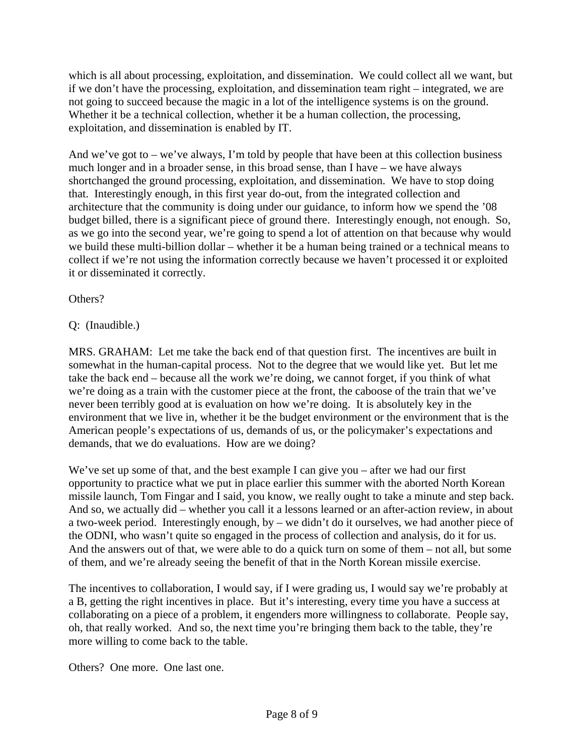which is all about processing, exploitation, and dissemination. We could collect all we want, but if we don't have the processing, exploitation, and dissemination team right – integrated, we are not going to succeed because the magic in a lot of the intelligence systems is on the ground. Whether it be a technical collection, whether it be a human collection, the processing, exploitation, and dissemination is enabled by IT.

And we've got to – we've always, I'm told by people that have been at this collection business much longer and in a broader sense, in this broad sense, than I have – we have always shortchanged the ground processing, exploitation, and dissemination. We have to stop doing that. Interestingly enough, in this first year do-out, from the integrated collection and architecture that the community is doing under our guidance, to inform how we spend the '08 budget billed, there is a significant piece of ground there. Interestingly enough, not enough. So, as we go into the second year, we're going to spend a lot of attention on that because why would we build these multi-billion dollar – whether it be a human being trained or a technical means to collect if we're not using the information correctly because we haven't processed it or exploited it or disseminated it correctly.

Others?

Q: (Inaudible.)

MRS. GRAHAM: Let me take the back end of that question first. The incentives are built in somewhat in the human-capital process. Not to the degree that we would like yet. But let me take the back end – because all the work we're doing, we cannot forget, if you think of what we're doing as a train with the customer piece at the front, the caboose of the train that we've never been terribly good at is evaluation on how we're doing. It is absolutely key in the environment that we live in, whether it be the budget environment or the environment that is the American people's expectations of us, demands of us, or the policymaker's expectations and demands, that we do evaluations. How are we doing?

We've set up some of that, and the best example I can give you – after we had our first opportunity to practice what we put in place earlier this summer with the aborted North Korean missile launch, Tom Fingar and I said, you know, we really ought to take a minute and step back. And so, we actually did – whether you call it a lessons learned or an after-action review, in about a two-week period. Interestingly enough, by – we didn't do it ourselves, we had another piece of the ODNI, who wasn't quite so engaged in the process of collection and analysis, do it for us. And the answers out of that, we were able to do a quick turn on some of them – not all, but some of them, and we're already seeing the benefit of that in the North Korean missile exercise.

The incentives to collaboration, I would say, if I were grading us, I would say we're probably at a B, getting the right incentives in place. But it's interesting, every time you have a success at collaborating on a piece of a problem, it engenders more willingness to collaborate. People say, oh, that really worked. And so, the next time you're bringing them back to the table, they're more willing to come back to the table.

Others? One more. One last one.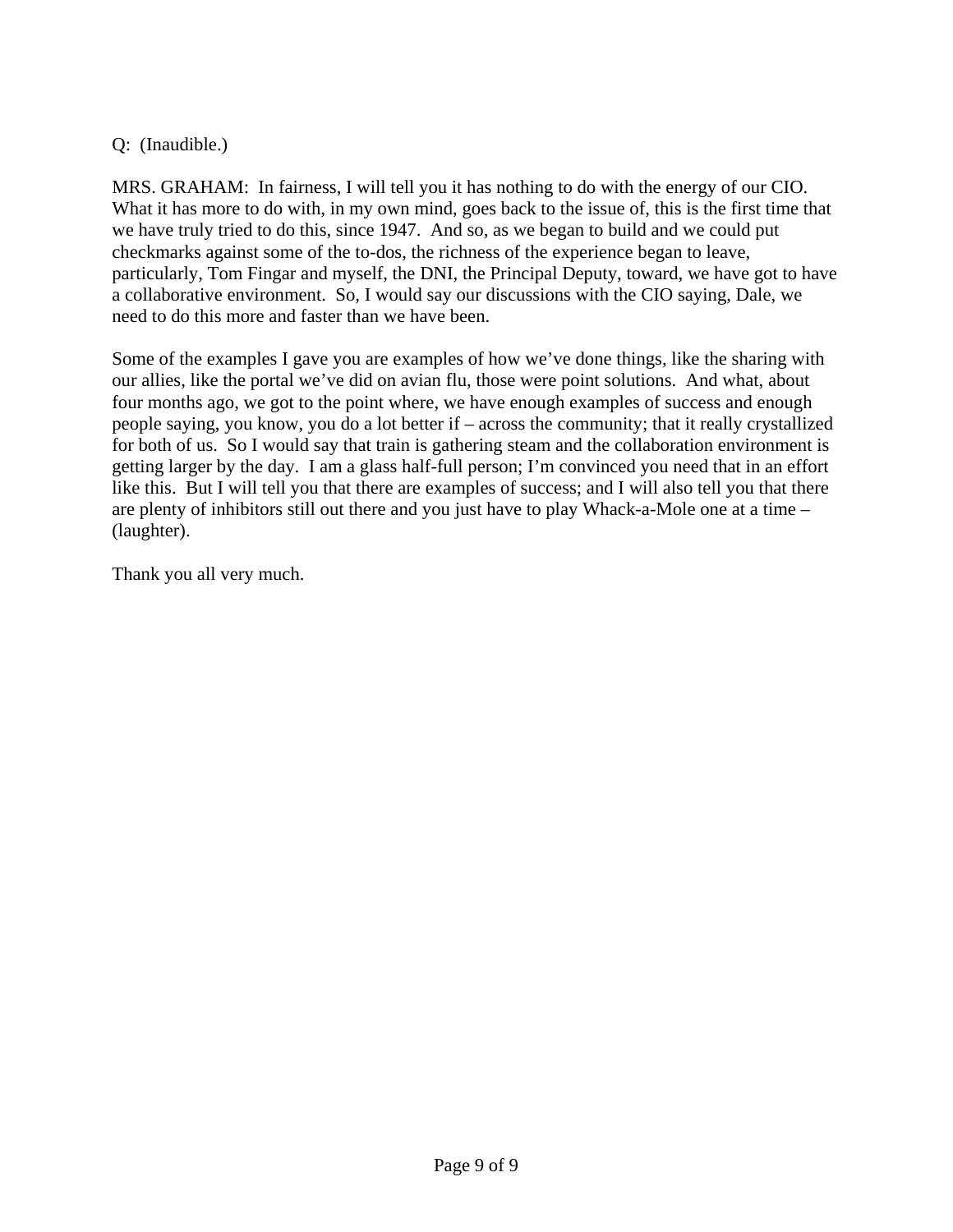Q: (Inaudible.)

MRS. GRAHAM: In fairness, I will tell you it has nothing to do with the energy of our CIO. What it has more to do with, in my own mind, goes back to the issue of, this is the first time that we have truly tried to do this, since 1947. And so, as we began to build and we could put checkmarks against some of the to-dos, the richness of the experience began to leave, particularly, Tom Fingar and myself, the DNI, the Principal Deputy, toward, we have got to have a collaborative environment. So, I would say our discussions with the CIO saying, Dale, we need to do this more and faster than we have been.

Some of the examples I gave you are examples of how we've done things, like the sharing with our allies, like the portal we've did on avian flu, those were point solutions. And what, about four months ago, we got to the point where, we have enough examples of success and enough people saying, you know, you do a lot better if – across the community; that it really crystallized for both of us. So I would say that train is gathering steam and the collaboration environment is getting larger by the day. I am a glass half-full person; I'm convinced you need that in an effort like this. But I will tell you that there are examples of success; and I will also tell you that there are plenty of inhibitors still out there and you just have to play Whack-a-Mole one at a time – (laughter).

Thank you all very much.